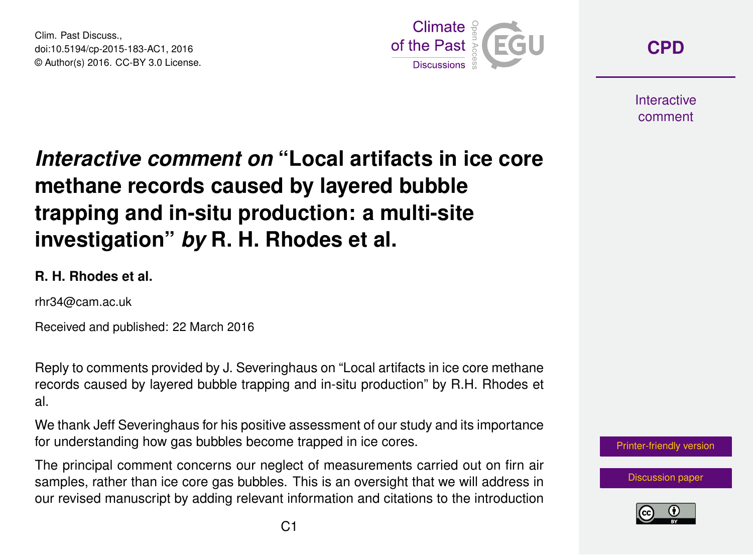Clim. Past Discuss.,
doi:10.5194/cp-2015-183-AC1, 2016
© Author(s) 2016. CC-BY 3.0 License.

# *Interactive comment on* "Local artifacts in ice core methane records caused by layered bubble trapping and in-situ production: a multi-site investigation" *by* R. H. Rhodes et al.

**R. H. Rhodes et al.**

rhr34@cam.ac.uk

Received and published: 22 March 2016

Reply to comments provided by J. Severinghaus on "Local artifacts in ice core methane records caused by layered bubble trapping and in-situ production" by R.H. Rhodes et al.

We thank Jeff Severinghaus for his positive assessment of our study and its importance for understanding how gas bubbles become trapped in ice cores.

The principal comment concerns our neglect of measurements carried out on firn air samples, rather than ice core gas bubbles. This is an oversight that we will address in our revised manuscript by adding relevant information and citations to the introduction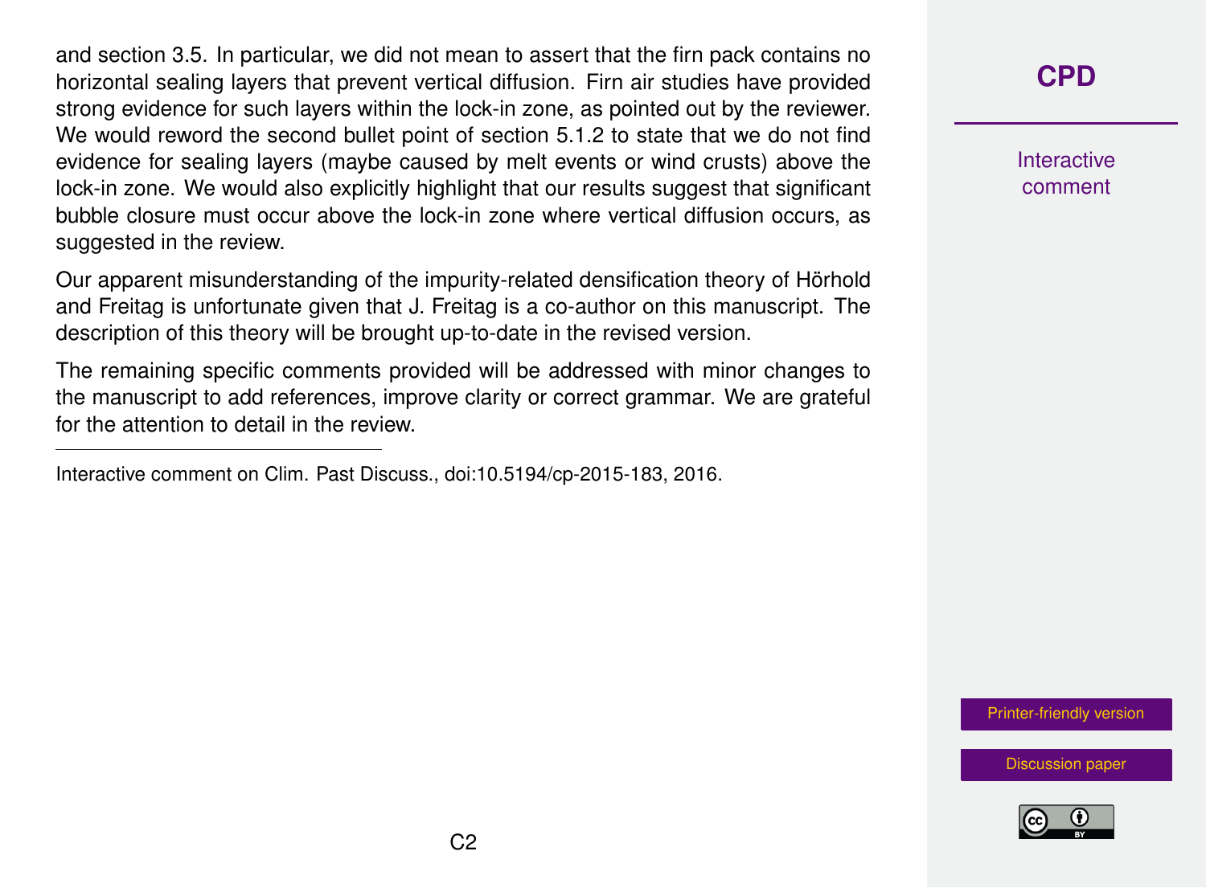and section 3.5. In particular, we did not mean to assert that the firn pack contains no horizontal sealing layers that prevent vertical diffusion. Firn air studies have provided strong evidence for such layers within the lock-in zone, as pointed out by the reviewer. We would reword the second bullet point of section 5.1.2 to state that we do not find evidence for sealing layers (maybe caused by melt events or wind crusts) above the lock-in zone. We would also explicitly highlight that our results suggest that significant bubble closure must occur above the lock-in zone where vertical diffusion occurs, as suggested in the review.

Our apparent misunderstanding of the impurity-related densification theory of Hörhold and Freitag is unfortunate given that J. Freitag is a co-author on this manuscript. The description of this theory will be brought up-to-date in the revised version.

The remaining specific comments provided will be addressed with minor changes to the manuscript to add references, improve clarity or correct grammar. We are grateful for the attention to detail in the review.

---

Interactive comment on Clim. Past Discuss., doi:10.5194/cp-2015-183, 2016.